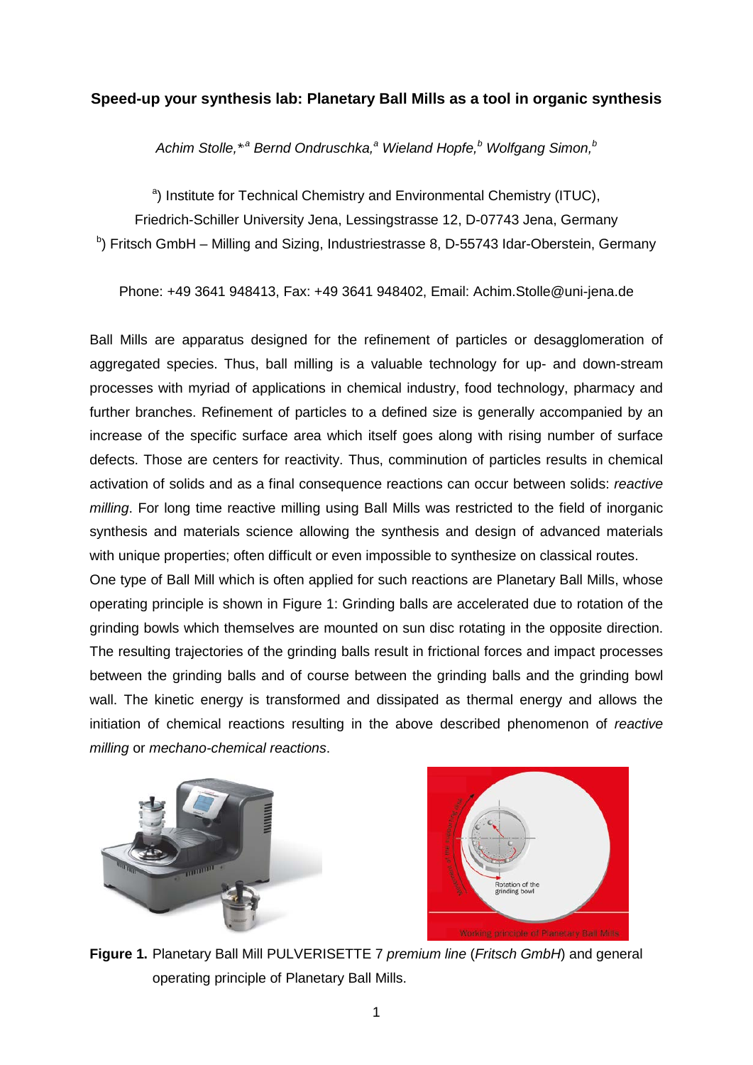**Speed-up your synthesis lab: Planetary Ball Mills as a tool in organic synthesis**

*Achim Stolle,*[a] Bernd Ondruschka,[a] Wieland Hopfe,[b] Wolfgang Simon,[b]*

[a]) Institute for Technical Chemistry and Environmental Chemistry (ITUC), Friedrich-Schiller University Jena, Lessingstrasse 12, D-07743 Jena, Germany

[b]) Fritsch GmbH – Milling and Sizing, Industriestrasse 8, D-55743 Idar-Oberstein, Germany

Phone: +49 3641 948413, Fax: +49 3641 948402, Email: Achim.Stolle@uni-jena.de

Ball Mills are apparatus designed for the refinement of particles or desagglomeration of aggregated species. Thus, ball milling is a valuable technology for up- and down-stream processes with myriad of applications in chemical industry, food technology, pharmacy and further branches. Refinement of particles to a defined size is generally accompanied by an increase of the specific surface area which itself goes along with rising number of surface defects. Those are centers for reactivity. Thus, comminution of particles results in chemical activation of solids and as a final consequence reactions can occur between solids: *reactive milling*. For long time reactive milling using Ball Mills was restricted to the field of inorganic synthesis and materials science allowing the synthesis and design of advanced materials with unique properties; often difficult or even impossible to synthesize on classical routes.

One type of Ball Mill which is often applied for such reactions are Planetary Ball Mills, whose operating principle is shown in Figure 1: Grinding balls are accelerated due to rotation of the grinding bowls which themselves are mounted on sun disc rotating in the opposite direction. The resulting trajectories of the grinding balls result in frictional forces and impact processes between the grinding balls and of course between the grinding balls and the grinding bowl wall. The kinetic energy is transformed and dissipated as thermal energy and allows the initiation of chemical reactions resulting in the above described phenomenon of *reactive milling* or *mechano-chemical reactions*.

**Figure 1.** Planetary Ball Mill PULVERISETTE 7 *premium line* (*Fritsch GmbH*) and general operating principle of Planetary Ball Mills.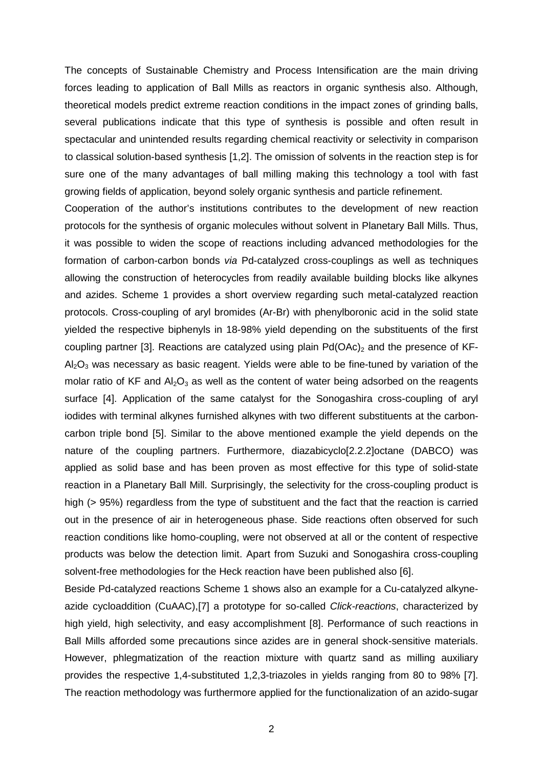The concepts of Sustainable Chemistry and Process Intensification are the main driving forces leading to application of Ball Mills as reactors in organic synthesis also. Although, theoretical models predict extreme reaction conditions in the impact zones of grinding balls, several publications indicate that this type of synthesis is possible and often result in spectacular and unintended results regarding chemical reactivity or selectivity in comparison to classical solution-based synthesis [1,2]. The omission of solvents in the reaction step is for sure one of the many advantages of ball milling making this technology a tool with fast growing fields of application, beyond solely organic synthesis and particle refinement.

Cooperation of the author's institutions contributes to the development of new reaction protocols for the synthesis of organic molecules without solvent in Planetary Ball Mills. Thus, it was possible to widen the scope of reactions including advanced methodologies for the formation of carbon-carbon bonds *via* Pd-catalyzed cross-couplings as well as techniques allowing the construction of heterocycles from readily available building blocks like alkynes and azides. Scheme 1 provides a short overview regarding such metal-catalyzed reaction protocols. Cross-coupling of aryl bromides (Ar-Br) with phenylboronic acid in the solid state yielded the respective biphenyls in 18-98% yield depending on the substituents of the first coupling partner [3]. Reactions are catalyzed using plain $Pd(OAc)_2$ and the presence of KF-$Al_2O_3$ was necessary as basic reagent. Yields were able to be fine-tuned by variation of the molar ratio of KF and $Al_2O_3$ as well as the content of water being adsorbed on the reagents surface [4]. Application of the same catalyst for the Sonogashira cross-coupling of aryl iodides with terminal alkynes furnished alkynes with two different substituents at the carbon-carbon triple bond [5]. Similar to the above mentioned example the yield depends on the nature of the coupling partners. Furthermore, diazabicyclo[2.2.2]octane (DABCO) was applied as solid base and has been proven as most effective for this type of solid-state reaction in a Planetary Ball Mill. Surprisingly, the selectivity for the cross-coupling product is high (> 95%) regardless from the type of substituent and the fact that the reaction is carried out in the presence of air in heterogeneous phase. Side reactions often observed for such reaction conditions like homo-coupling, were not observed at all or the content of respective products was below the detection limit. Apart from Suzuki and Sonogashira cross-coupling solvent-free methodologies for the Heck reaction have been published also [6].

Beside Pd-catalyzed reactions Scheme 1 shows also an example for a Cu-catalyzed alkyne-azide cycloaddition (CuAAC),[7] a prototype for so-called *Click-reactions*, characterized by high yield, high selectivity, and easy accomplishment [8]. Performance of such reactions in Ball Mills afforded some precautions since azides are in general shock-sensitive materials. However, phlegmatization of the reaction mixture with quartz sand as milling auxiliary provides the respective 1,4-substituted 1,2,3-triazoles in yields ranging from 80 to 98% [7]. The reaction methodology was furthermore applied for the functionalization of an azido-sugar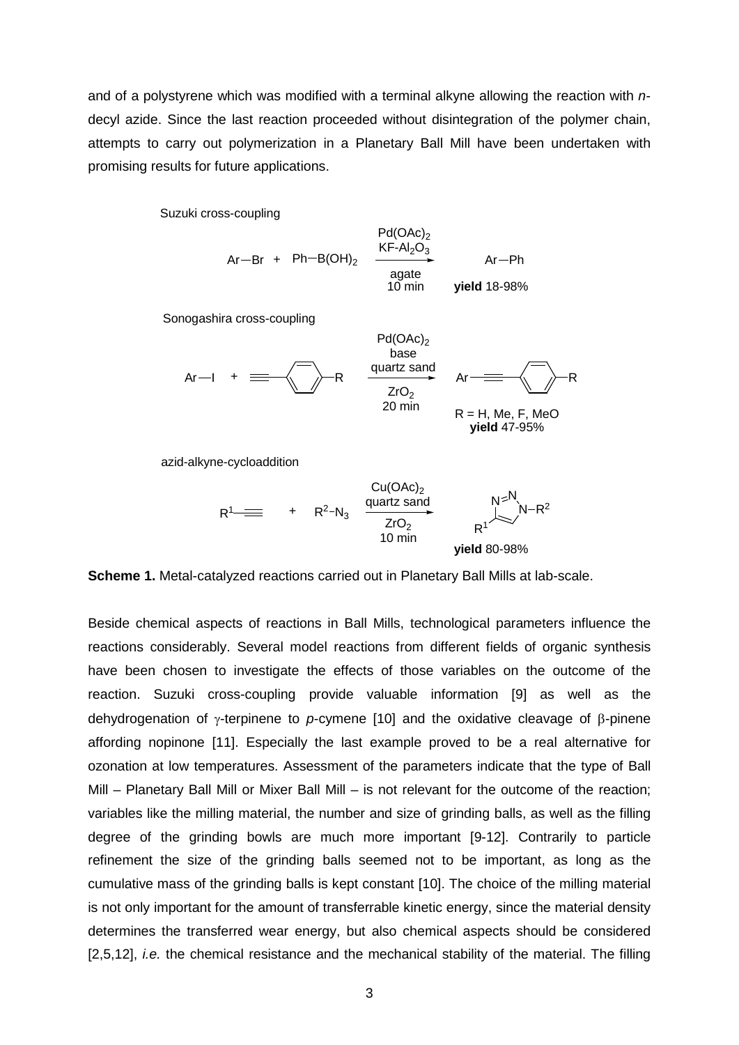and of a polystyrene which was modified with a terminal alkyne allowing the reaction with *n*-decyl azide. Since the last reaction proceeded without disintegration of the polymer chain, attempts to carry out polymerization in a Planetary Ball Mill have been undertaken with promising results for future applications.

Suzuki cross-coupling

$$\text{Ar—Br} + \text{Ph—B(OH)}_2 \xrightarrow[\text{agate, 10 min}]{\text{Pd(OAc)}_2,\ \text{KF-Al}_2\text{O}_3} \text{Ar—Ph}$$

**yield** 18-98%

Sonogashira cross-coupling

$$\text{Ar—I} + \text{HC}\equiv\text{C—C}_6\text{H}_4\text{—R} \xrightarrow[\text{ZrO}_2,\ \text{20 min}]{\text{Pd(OAc)}_2,\ \text{base, quartz sand}} \text{Ar—C}\equiv\text{C—C}_6\text{H}_4\text{—R}$$

R = H, Me, F, MeO
**yield** 47-95%

azid-alkyne-cycloaddition

$$\text{R}^1\text{—C}\equiv\text{CH} + \text{R}^2\text{–N}_3 \xrightarrow[\text{ZrO}_2,\ \text{10 min}]{\text{Cu(OAc)}_2,\ \text{quartz sand}} \text{1-R}^2\text{-4-R}^1\text{-1,2,3-triazole}$$

**yield** 80-98%

**Scheme 1.** Metal-catalyzed reactions carried out in Planetary Ball Mills at lab-scale.

Beside chemical aspects of reactions in Ball Mills, technological parameters influence the reactions considerably. Several model reactions from different fields of organic synthesis have been chosen to investigate the effects of those variables on the outcome of the reaction. Suzuki cross-coupling provide valuable information [9] as well as the dehydrogenation of γ-terpinene to *p*-cymene [10] and the oxidative cleavage of β-pinene affording nopinone [11]. Especially the last example proved to be a real alternative for ozonation at low temperatures. Assessment of the parameters indicate that the type of Ball Mill – Planetary Ball Mill or Mixer Ball Mill – is not relevant for the outcome of the reaction; variables like the milling material, the number and size of grinding balls, as well as the filling degree of the grinding bowls are much more important [9-12]. Contrarily to particle refinement the size of the grinding balls seemed not to be important, as long as the cumulative mass of the grinding balls is kept constant [10]. The choice of the milling material is not only important for the amount of transferrable kinetic energy, since the material density determines the transferred wear energy, but also chemical aspects should be considered [2,5,12], *i.e.* the chemical resistance and the mechanical stability of the material. The filling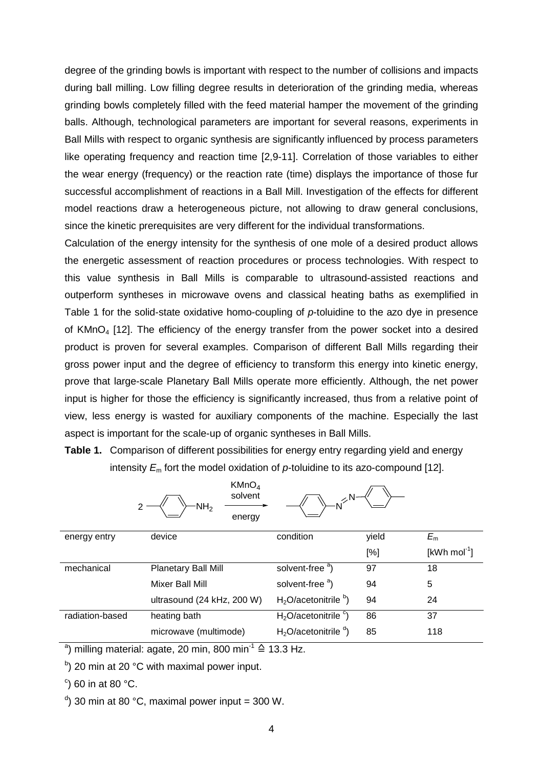degree of the grinding bowls is important with respect to the number of collisions and impacts during ball milling. Low filling degree results in deterioration of the grinding media, whereas grinding bowls completely filled with the feed material hamper the movement of the grinding balls. Although, technological parameters are important for several reasons, experiments in Ball Mills with respect to organic synthesis are significantly influenced by process parameters like operating frequency and reaction time [2,9-11]. Correlation of those variables to either the wear energy (frequency) or the reaction rate (time) displays the importance of those fur successful accomplishment of reactions in a Ball Mill. Investigation of the effects for different model reactions draw a heterogeneous picture, not allowing to draw general conclusions, since the kinetic prerequisites are very different for the individual transformations.

Calculation of the energy intensity for the synthesis of one mole of a desired product allows the energetic assessment of reaction procedures or process technologies. With respect to this value synthesis in Ball Mills is comparable to ultrasound-assisted reactions and outperform syntheses in microwave ovens and classical heating baths as exemplified in Table 1 for the solid-state oxidative homo-coupling of *p*-toluidine to the azo dye in presence of $KMnO_4$ [12]. The efficiency of the energy transfer from the power socket into a desired product is proven for several examples. Comparison of different Ball Mills regarding their gross power input and the degree of efficiency to transform this energy into kinetic energy, prove that large-scale Planetary Ball Mills operate more efficiently. Although, the net power input is higher for those the efficiency is significantly increased, thus from a relative point of view, less energy is wasted for auxiliary components of the machine. Especially the last aspect is important for the scale-up of organic syntheses in Ball Mills.

**Table 1.** Comparison of different possibilities for energy entry regarding yield and energy intensity $E_m$ fort the model oxidation of *p*-toluidine to its azo-compound [12].

2 *p*-toluidine ($NH_2$) —[$KMnO_4$, solvent, energy]→ 4,4'-dimethylazobenzene

| energy entry | device | condition | yield [%] | $E_m$ [kWh mol$^{-1}$] |
|---|---|---|---|---|
| mechanical | Planetary Ball Mill | solvent-free [a] | 97 | 18 |
| | Mixer Ball Mill | solvent-free [a] | 94 | 5 |
| | ultrasound (24 kHz, 200 W) | $H_2O$/acetonitrile [b] | 94 | 24 |
| radiation-based | heating bath | $H_2O$/acetonitrile [c] | 86 | 37 |
| | microwave (multimode) | $H_2O$/acetonitrile [d] | 85 | 118 |

[a]) milling material: agate, 20 min, 800 min$^{-1}$ ≙ 13.3 Hz.

[b]) 20 min at 20 °C with maximal power input.

[c]) 60 in at 80 °C.

[d]) 30 min at 80 °C, maximal power input = 300 W.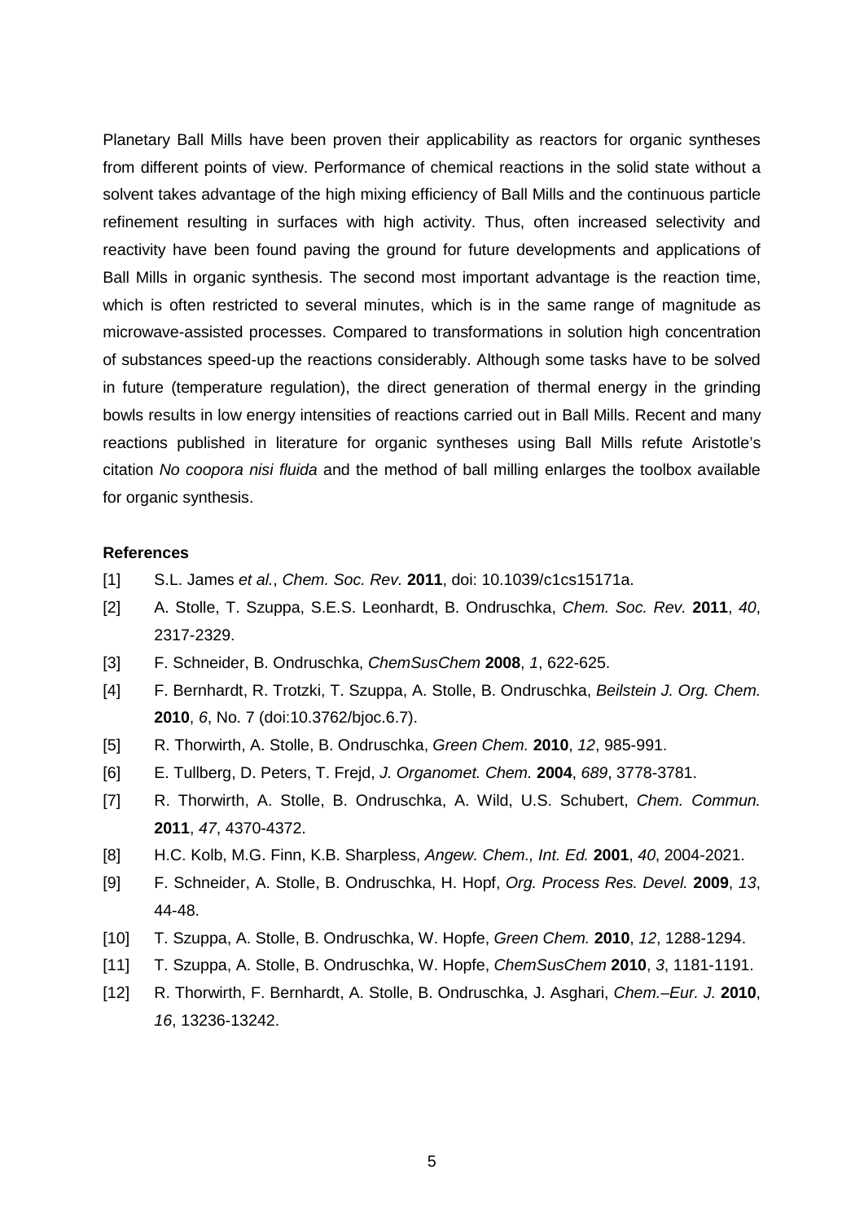Planetary Ball Mills have been proven their applicability as reactors for organic syntheses from different points of view. Performance of chemical reactions in the solid state without a solvent takes advantage of the high mixing efficiency of Ball Mills and the continuous particle refinement resulting in surfaces with high activity. Thus, often increased selectivity and reactivity have been found paving the ground for future developments and applications of Ball Mills in organic synthesis. The second most important advantage is the reaction time, which is often restricted to several minutes, which is in the same range of magnitude as microwave-assisted processes. Compared to transformations in solution high concentration of substances speed-up the reactions considerably. Although some tasks have to be solved in future (temperature regulation), the direct generation of thermal energy in the grinding bowls results in low energy intensities of reactions carried out in Ball Mills. Recent and many reactions published in literature for organic syntheses using Ball Mills refute Aristotle's citation *No coopora nisi fluida* and the method of ball milling enlarges the toolbox available for organic synthesis.

**References**

[1] S.L. James *et al.*, *Chem. Soc. Rev.* **2011**, doi: 10.1039/c1cs15171a.

[2] A. Stolle, T. Szuppa, S.E.S. Leonhardt, B. Ondruschka, *Chem. Soc. Rev.* **2011**, *40*, 2317-2329.

[3] F. Schneider, B. Ondruschka, *ChemSusChem* **2008**, *1*, 622-625.

[4] F. Bernhardt, R. Trotzki, T. Szuppa, A. Stolle, B. Ondruschka, *Beilstein J. Org. Chem.* **2010**, *6*, No. 7 (doi:10.3762/bjoc.6.7).

[5] R. Thorwirth, A. Stolle, B. Ondruschka, *Green Chem.* **2010**, *12*, 985-991.

[6] E. Tullberg, D. Peters, T. Frejd, *J. Organomet. Chem.* **2004**, *689*, 3778-3781.

[7] R. Thorwirth, A. Stolle, B. Ondruschka, A. Wild, U.S. Schubert, *Chem. Commun.* **2011**, *47*, 4370-4372.

[8] H.C. Kolb, M.G. Finn, K.B. Sharpless, *Angew. Chem., Int. Ed.* **2001**, *40*, 2004-2021.

[9] F. Schneider, A. Stolle, B. Ondruschka, H. Hopf, *Org. Process Res. Devel.* **2009**, *13*, 44-48.

[10] T. Szuppa, A. Stolle, B. Ondruschka, W. Hopfe, *Green Chem.* **2010**, *12*, 1288-1294.

[11] T. Szuppa, A. Stolle, B. Ondruschka, W. Hopfe, *ChemSusChem* **2010**, *3*, 1181-1191.

[12] R. Thorwirth, F. Bernhardt, A. Stolle, B. Ondruschka, J. Asghari, *Chem.–Eur. J.* **2010**, *16*, 13236-13242.